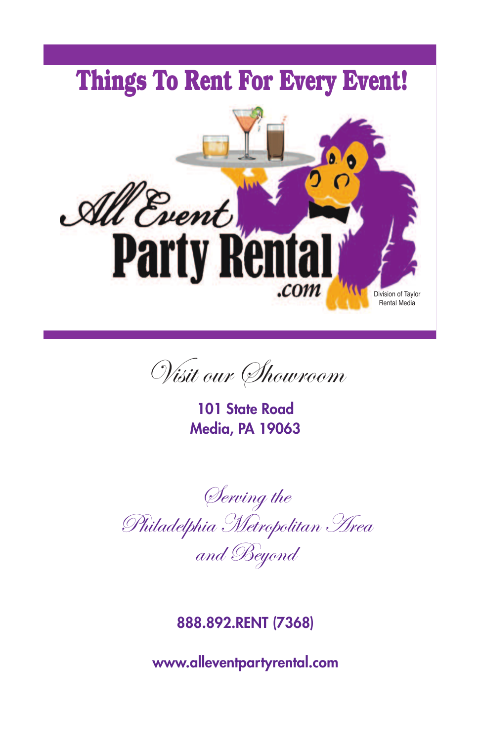# Things To Rent For Every Event!

All Event Party Rental .com

Division of Taylor Rental Media

*Visit our Showroom*

**101 State Road**
**Media, PA 19063**

*Serving the*
*Philadelphia Metropolitan Area*
*and Beyond*

**888.892.RENT (7368)**

**www.alleventpartyrental.com**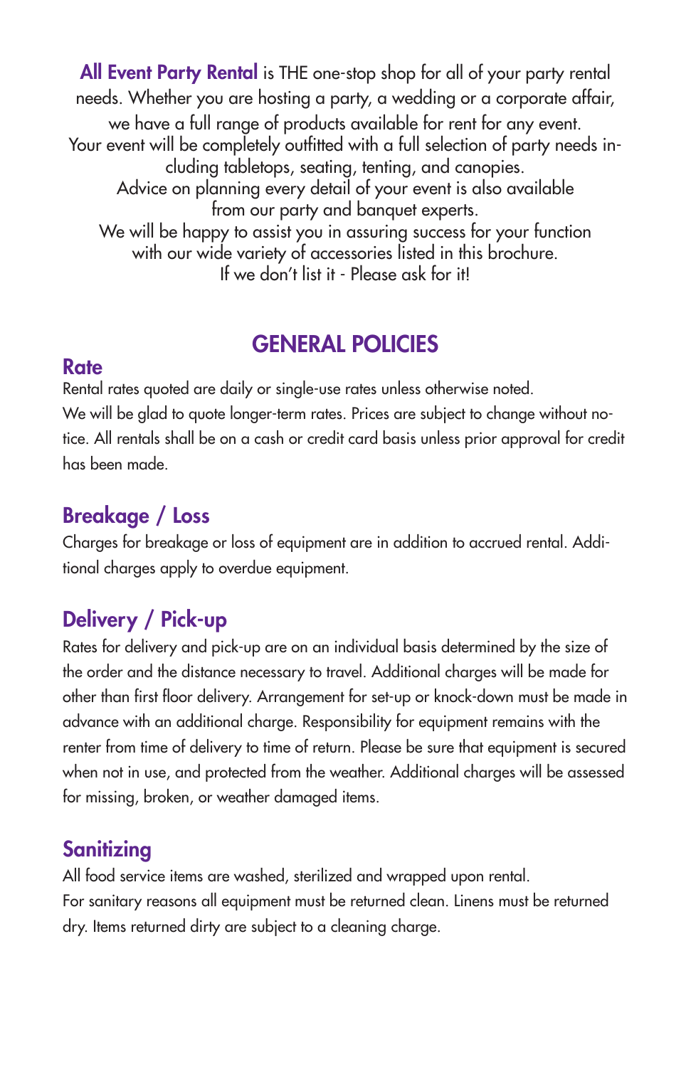**All Event Party Rental** is THE one-stop shop for all of your party rental needs. Whether you are hosting a party, a wedding or a corporate affair, we have a full range of products available for rent for any event.
Your event will be completely outfitted with a full selection of party needs including tabletops, seating, tenting, and canopies.
Advice on planning every detail of your event is also available from our party and banquet experts.
We will be happy to assist you in assuring success for your function with our wide variety of accessories listed in this brochure.
If we don't list it - Please ask for it!

# GENERAL POLICIES

## Rate

Rental rates quoted are daily or single-use rates unless otherwise noted.
We will be glad to quote longer-term rates. Prices are subject to change without notice. All rentals shall be on a cash or credit card basis unless prior approval for credit has been made.

## Breakage / Loss

Charges for breakage or loss of equipment are in addition to accrued rental. Additional charges apply to overdue equipment.

## Delivery / Pick-up

Rates for delivery and pick-up are on an individual basis determined by the size of the order and the distance necessary to travel. Additional charges will be made for other than first floor delivery. Arrangement for set-up or knock-down must be made in advance with an additional charge. Responsibility for equipment remains with the renter from time of delivery to time of return. Please be sure that equipment is secured when not in use, and protected from the weather. Additional charges will be assessed for missing, broken, or weather damaged items.

## Sanitizing

All food service items are washed, sterilized and wrapped upon rental.
For sanitary reasons all equipment must be returned clean. Linens must be returned dry. Items returned dirty are subject to a cleaning charge.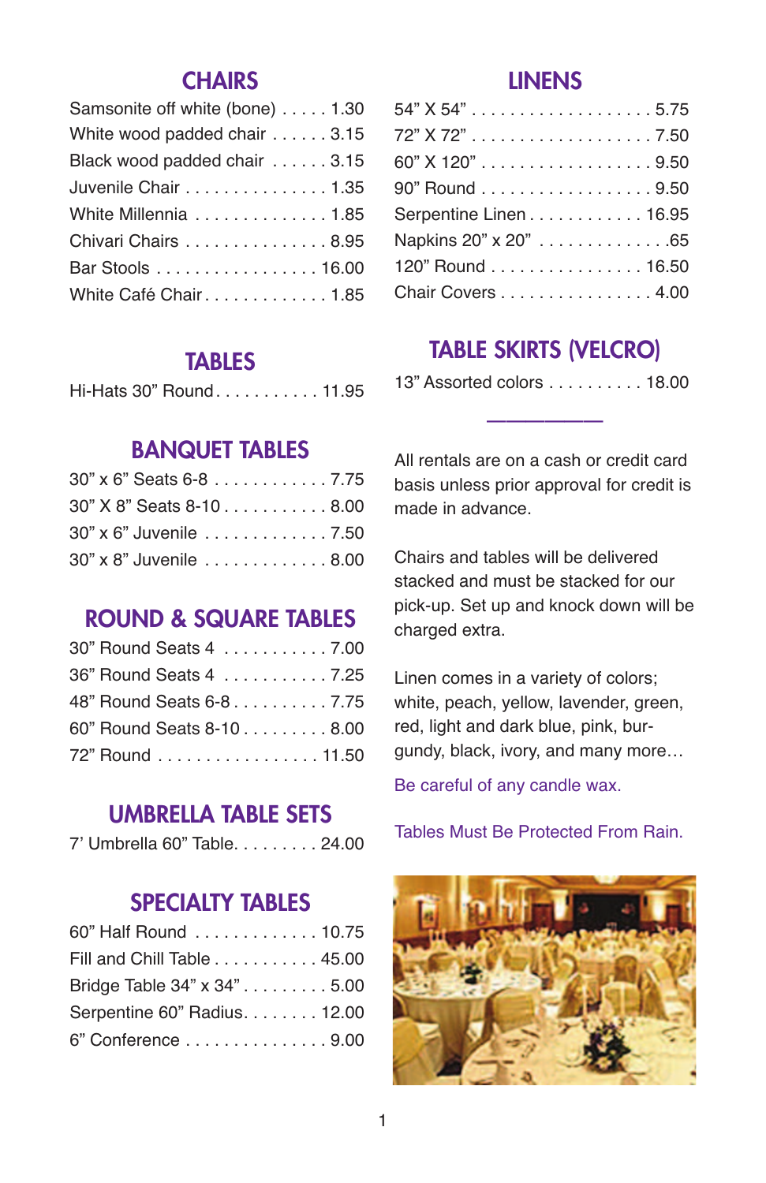## CHAIRS

| Item | Price |
| --- | --- |
| Samsonite off white (bone) | 1.30 |
| White wood padded chair | 3.15 |
| Black wood padded chair | 3.15 |
| Juvenile Chair | 1.35 |
| White Millennia | 1.85 |
| Chivari Chairs | 8.95 |
| Bar Stools | 16.00 |
| White Café Chair | 1.85 |

## TABLES

| Item | Price |
| --- | --- |
| Hi-Hats 30” Round | 11.95 |

## BANQUET TABLES

| Item | Price |
| --- | --- |
| 30” x 6” Seats 6-8 | 7.75 |
| 30” X 8” Seats 8-10 | 8.00 |
| 30” x 6” Juvenile | 7.50 |
| 30” x 8” Juvenile | 8.00 |

## ROUND & SQUARE TABLES

| Item | Price |
| --- | --- |
| 30” Round Seats 4 | 7.00 |
| 36” Round Seats 4 | 7.25 |
| 48” Round Seats 6-8 | 7.75 |
| 60” Round Seats 8-10 | 8.00 |
| 72” Round | 11.50 |

## UMBRELLA TABLE SETS

| Item | Price |
| --- | --- |
| 7’ Umbrella 60” Table | 24.00 |

## SPECIALTY TABLES

| Item | Price |
| --- | --- |
| 60” Half Round | 10.75 |
| Fill and Chill Table | 45.00 |
| Bridge Table 34” x 34” | 5.00 |
| Serpentine 60” Radius | 12.00 |
| 6” Conference | 9.00 |

## LINENS

| Item | Price |
| --- | --- |
| 54” X 54” | 5.75 |
| 72” X 72” | 7.50 |
| 60” X 120” | 9.50 |
| 90” Round | 9.50 |
| Serpentine Linen | 16.95 |
| Napkins 20” x 20” | .65 |
| 120” Round | 16.50 |
| Chair Covers | 4.00 |

## TABLE SKIRTS (VELCRO)

| Item | Price |
| --- | --- |
| 13” Assorted colors | 18.00 |

---

All rentals are on a cash or credit card basis unless prior approval for credit is made in advance.

Chairs and tables will be delivered stacked and must be stacked for our pick-up. Set up and knock down will be charged extra.

Linen comes in a variety of colors; white, peach, yellow, lavender, green, red, light and dark blue, pink, burgundy, black, ivory, and many more…

Be careful of any candle wax.

Tables Must Be Protected From Rain.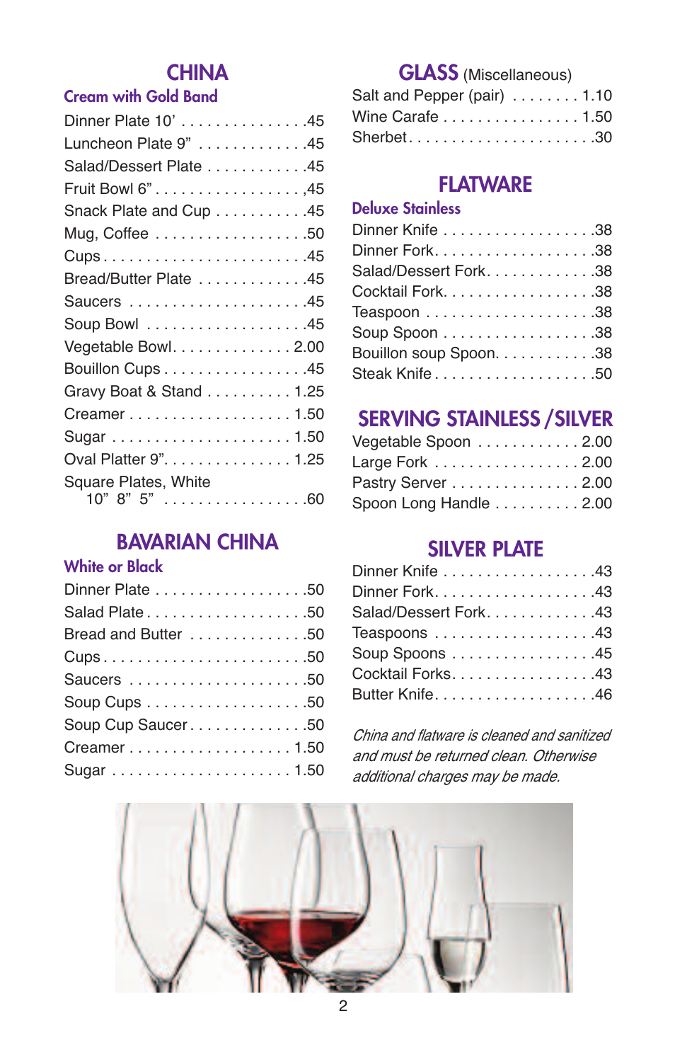## CHINA

### Cream with Gold Band

| Item | Price |
|---|---|
| Dinner Plate 10’ | .45 |
| Luncheon Plate 9” | .45 |
| Salad/Dessert Plate | .45 |
| Fruit Bowl 6” | ,45 |
| Snack Plate and Cup | .45 |
| Mug, Coffee | .50 |
| Cups | .45 |
| Bread/Butter Plate | .45 |
| Saucers | .45 |
| Soup Bowl | .45 |
| Vegetable Bowl | 2.00 |
| Bouillon Cups | .45 |
| Gravy Boat & Stand | 1.25 |
| Creamer | 1.50 |
| Sugar | 1.50 |
| Oval Platter 9” | 1.25 |
| Square Plates, White 10” 8” 5” | .60 |

## BAVARIAN CHINA

### White or Black

| Item | Price |
|---|---|
| Dinner Plate | .50 |
| Salad Plate | .50 |
| Bread and Butter | .50 |
| Cups | .50 |
| Saucers | .50 |
| Soup Cups | .50 |
| Soup Cup Saucer | .50 |
| Creamer | 1.50 |
| Sugar | 1.50 |

## GLASS (Miscellaneous)

| Item | Price |
|---|---|
| Salt and Pepper (pair) | 1.10 |
| Wine Carafe | 1.50 |
| Sherbet | .30 |

## FLATWARE

### Deluxe Stainless

| Item | Price |
|---|---|
| Dinner Knife | .38 |
| Dinner Fork | .38 |
| Salad/Dessert Fork | .38 |
| Cocktail Fork | .38 |
| Teaspoon | .38 |
| Soup Spoon | .38 |
| Bouillon soup Spoon | .38 |
| Steak Knife | .50 |

## SERVING STAINLESS /SILVER

| Item | Price |
|---|---|
| Vegetable Spoon | 2.00 |
| Large Fork | 2.00 |
| Pastry Server | 2.00 |
| Spoon Long Handle | 2.00 |

## SILVER PLATE

| Item | Price |
|---|---|
| Dinner Knife | .43 |
| Dinner Fork | .43 |
| Salad/Dessert Fork | .43 |
| Teaspoons | .43 |
| Soup Spoons | .45 |
| Cocktail Forks | .43 |
| Butter Knife | .46 |

*China and flatware is cleaned and sanitized and must be returned clean. Otherwise additional charges may be made.*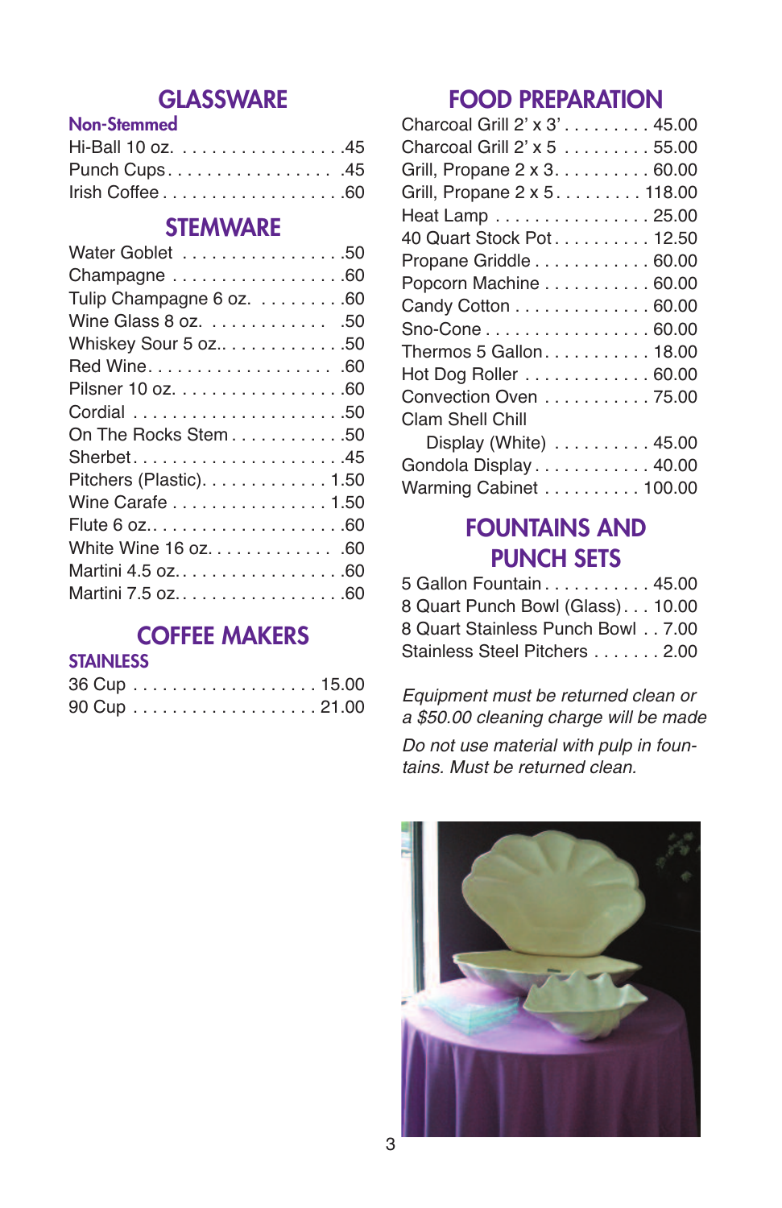# GLASSWARE

### Non-Stemmed

| Item | Price |
|---|---|
| Hi-Ball 10 oz. | .45 |
| Punch Cups | .45 |
| Irish Coffee | .60 |

## STEMWARE

| Item | Price |
|---|---|
| Water Goblet | .50 |
| Champagne | .60 |
| Tulip Champagne 6 oz. | .60 |
| Wine Glass 8 oz. | .50 |
| Whiskey Sour 5 oz. | .50 |
| Red Wine | .60 |
| Pilsner 10 oz. | .60 |
| Cordial | .50 |
| On The Rocks Stem | .50 |
| Sherbet | .45 |
| Pitchers (Plastic) | 1.50 |
| Wine Carafe | 1.50 |
| Flute 6 oz. | .60 |
| White Wine 16 oz. | .60 |
| Martini 4.5 oz. | .60 |
| Martini 7.5 oz. | .60 |

## COFFEE MAKERS

### STAINLESS

| Item | Price |
|---|---|
| 36 Cup | 15.00 |
| 90 Cup | 21.00 |

# FOOD PREPARATION

| Item | Price |
|---|---|
| Charcoal Grill 2' x 3' | 45.00 |
| Charcoal Grill 2' x 5 | 55.00 |
| Grill, Propane 2 x 3 | 60.00 |
| Grill, Propane 2 x 5 | 118.00 |
| Heat Lamp | 25.00 |
| 40 Quart Stock Pot | 12.50 |
| Propane Griddle | 60.00 |
| Popcorn Machine | 60.00 |
| Candy Cotton | 60.00 |
| Sno-Cone | 60.00 |
| Thermos 5 Gallon | 18.00 |
| Hot Dog Roller | 60.00 |
| Convection Oven | 75.00 |
| Clam Shell Chill Display (White) | 45.00 |
| Gondola Display | 40.00 |
| Warming Cabinet | 100.00 |

## FOUNTAINS AND PUNCH SETS

| Item | Price |
|---|---|
| 5 Gallon Fountain | 45.00 |
| 8 Quart Punch Bowl (Glass) | 10.00 |
| 8 Quart Stainless Punch Bowl | 7.00 |
| Stainless Steel Pitchers | 2.00 |

*Equipment must be returned clean or a $50.00 cleaning charge will be made*

*Do not use material with pulp in fountains. Must be returned clean.*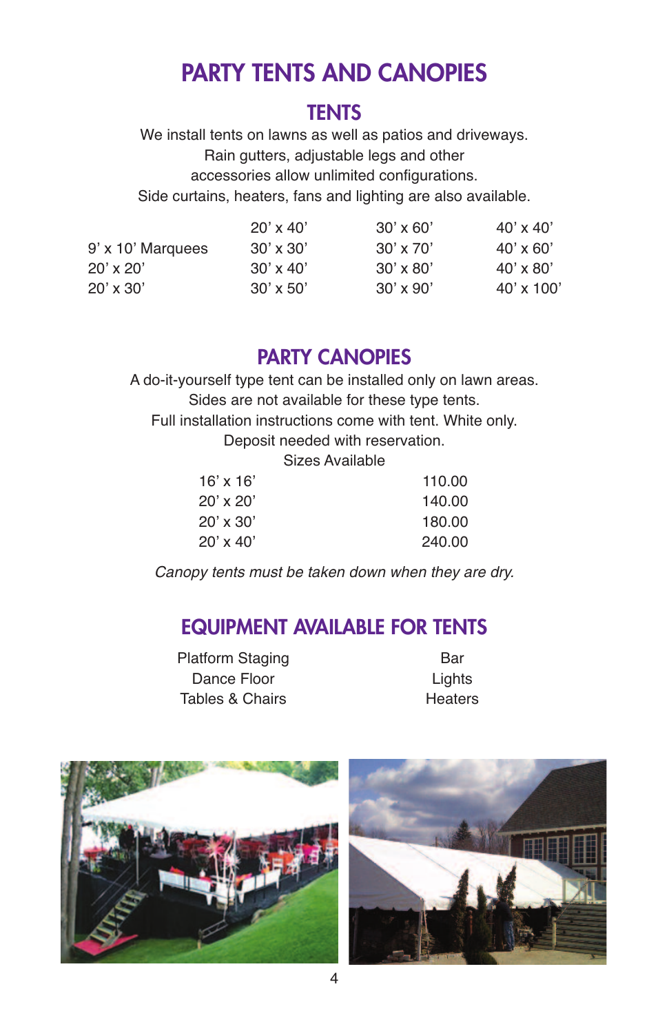# PARTY TENTS AND CANOPIES

## TENTS

We install tents on lawns as well as patios and driveways.
Rain gutters, adjustable legs and other
accessories allow unlimited configurations.
Side curtains, heaters, fans and lighting are also available.

| | | | |
|---|---|---|---|
| | 20' x 40' | 30' x 60' | 40' x 40' |
| 9' x 10' Marquees | 30' x 30' | 30' x 70' | 40' x 60' |
| 20' x 20' | 30' x 40' | 30' x 80' | 40' x 80' |
| 20' x 30' | 30' x 50' | 30' x 90' | 40' x 100' |

## PARTY CANOPIES

A do-it-yourself type tent can be installed only on lawn areas.
Sides are not available for these type tents.
Full installation instructions come with tent. White only.
Deposit needed with reservation.

Sizes Available

| | |
|---|---|
| 16' x 16' | 110.00 |
| 20' x 20' | 140.00 |
| 20' x 30' | 180.00 |
| 20' x 40' | 240.00 |

*Canopy tents must be taken down when they are dry.*

## EQUIPMENT AVAILABLE FOR TENTS

| | |
|---|---|
| Platform Staging | Bar |
| Dance Floor | Lights |
| Tables & Chairs | Heaters |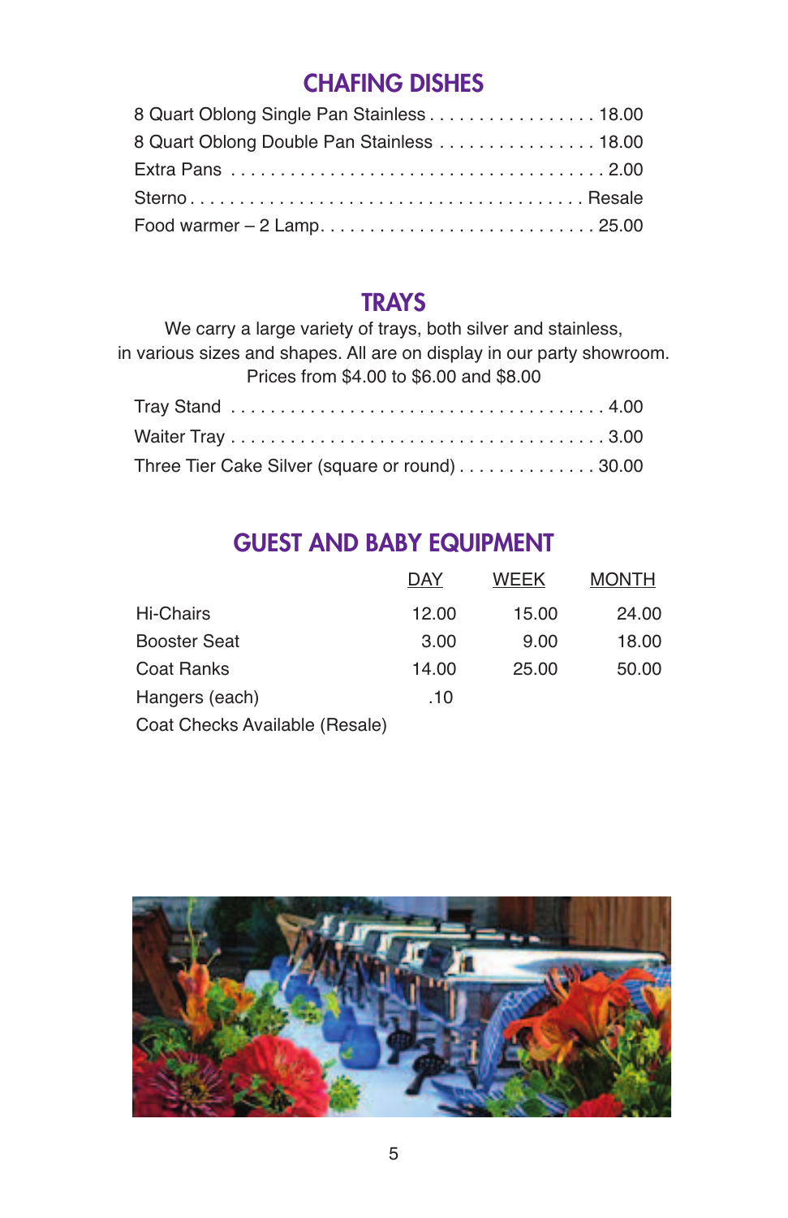## CHAFING DISHES

| Item | Price |
|---|---|
| 8 Quart Oblong Single Pan Stainless | 18.00 |
| 8 Quart Oblong Double Pan Stainless | 18.00 |
| Extra Pans | 2.00 |
| Sterno | Resale |
| Food warmer – 2 Lamp | 25.00 |

## TRAYS

We carry a large variety of trays, both silver and stainless,
in various sizes and shapes. All are on display in our party showroom.
Prices from $4.00 to $6.00 and $8.00

| Item | Price |
|---|---|
| Tray Stand | 4.00 |
| Waiter Tray | 3.00 |
| Three Tier Cake Silver (square or round) | 30.00 |

## GUEST AND BABY EQUIPMENT

| | DAY | WEEK | MONTH |
|---|---|---|---|
| Hi-Chairs | 12.00 | 15.00 | 24.00 |
| Booster Seat | 3.00 | 9.00 | 18.00 |
| Coat Ranks | 14.00 | 25.00 | 50.00 |
| Hangers (each) | .10 | | |
| Coat Checks Available (Resale) | | | |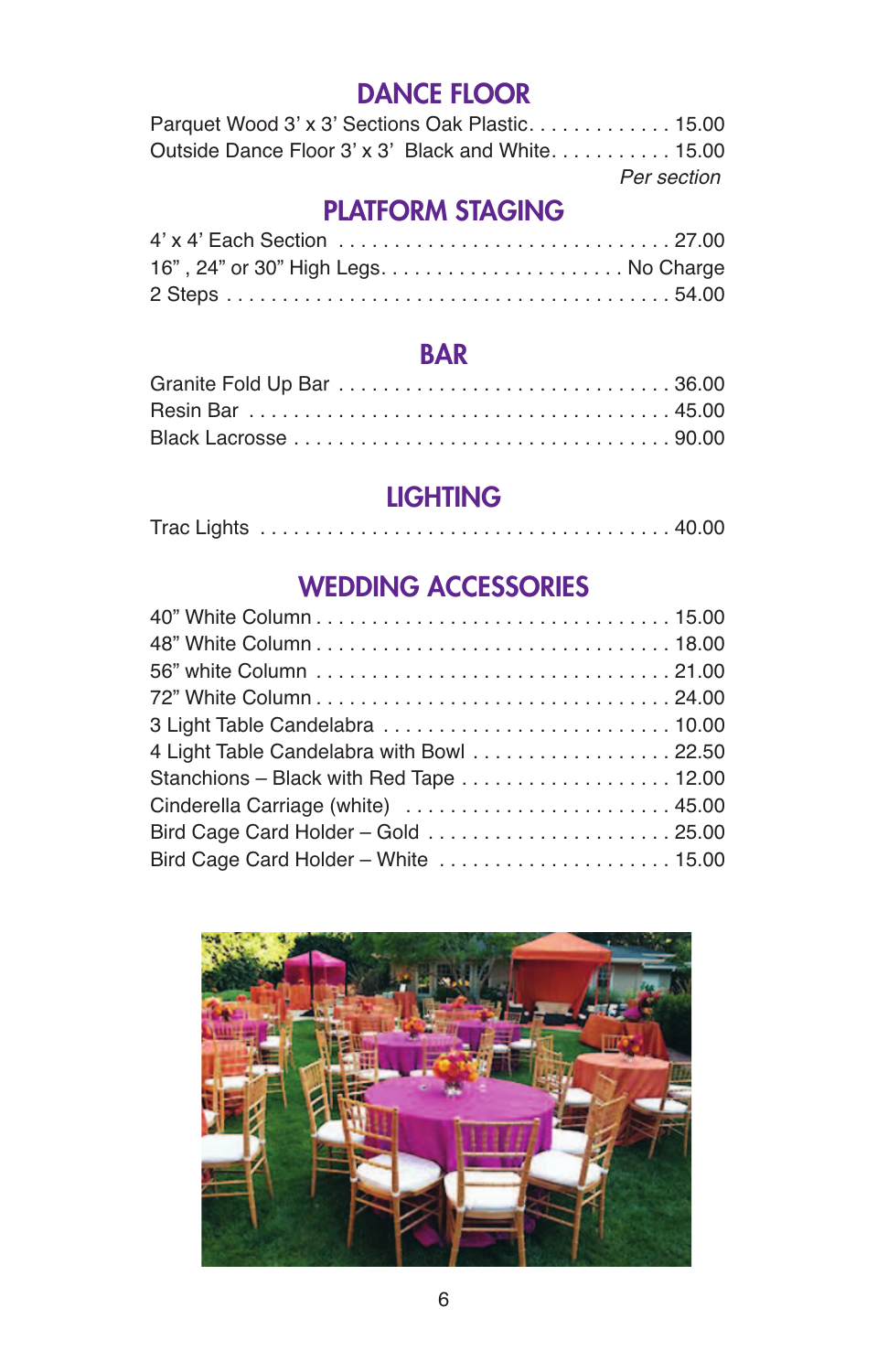## DANCE FLOOR

| Item | Price |
|---|---|
| Parquet Wood 3' x 3' Sections Oak Plastic | 15.00 |
| Outside Dance Floor 3' x 3' Black and White | 15.00 |
| | *Per section* |

## PLATFORM STAGING

| Item | Price |
|---|---|
| 4' x 4' Each Section | 27.00 |
| 16" , 24" or 30" High Legs | No Charge |
| 2 Steps | 54.00 |

## BAR

| Item | Price |
|---|---|
| Granite Fold Up Bar | 36.00 |
| Resin Bar | 45.00 |
| Black Lacrosse | 90.00 |

## LIGHTING

| Item | Price |
|---|---|
| Trac Lights | 40.00 |

## WEDDING ACCESSORIES

| Item | Price |
|---|---|
| 40" White Column | 15.00 |
| 48" White Column | 18.00 |
| 56" white Column | 21.00 |
| 72" White Column | 24.00 |
| 3 Light Table Candelabra | 10.00 |
| 4 Light Table Candelabra with Bowl | 22.50 |
| Stanchions – Black with Red Tape | 12.00 |
| Cinderella Carriage (white) | 45.00 |
| Bird Cage Card Holder – Gold | 25.00 |
| Bird Cage Card Holder – White | 15.00 |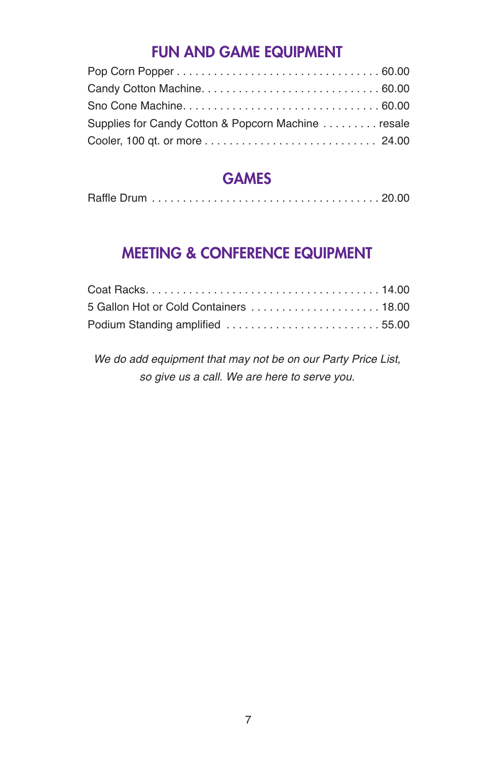## FUN AND GAME EQUIPMENT

| Item | Price |
|---|---|
| Pop Corn Popper | 60.00 |
| Candy Cotton Machine | 60.00 |
| Sno Cone Machine | 60.00 |
| Supplies for Candy Cotton & Popcorn Machine | resale |
| Cooler, 100 qt. or more | 24.00 |

## GAMES

| Item | Price |
|---|---|
| Raffle Drum | 20.00 |

## MEETING & CONFERENCE EQUIPMENT

| Item | Price |
|---|---|
| Coat Racks | 14.00 |
| 5 Gallon Hot or Cold Containers | 18.00 |
| Podium Standing amplified | 55.00 |

*We do add equipment that may not be on our Party Price List, so give us a call. We are here to serve you.*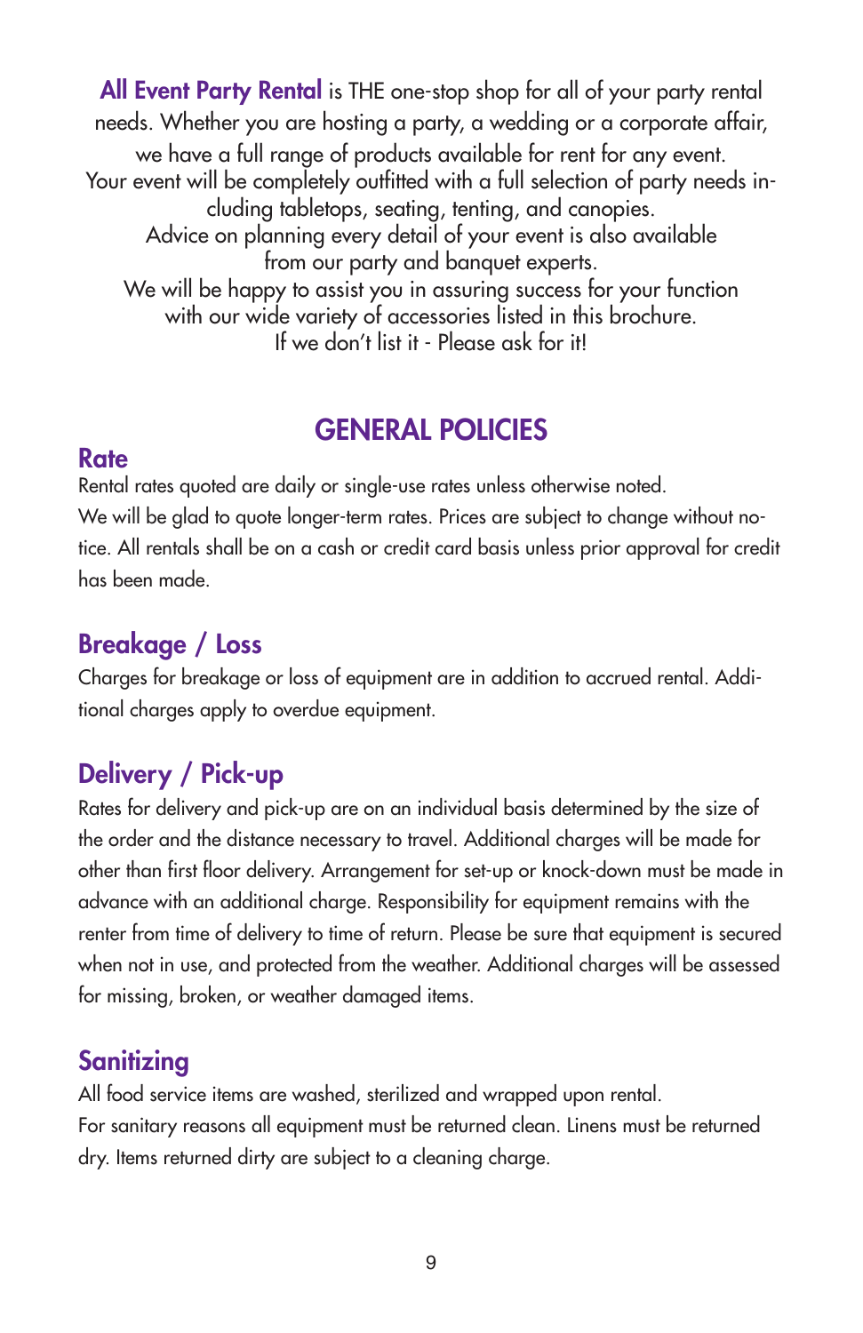**All Event Party Rental** is THE one-stop shop for all of your party rental needs. Whether you are hosting a party, a wedding or a corporate affair, we have a full range of products available for rent for any event. Your event will be completely outfitted with a full selection of party needs including tabletops, seating, tenting, and canopies. Advice on planning every detail of your event is also available from our party and banquet experts. We will be happy to assist you in assuring success for your function with our wide variety of accessories listed in this brochure. If we don't list it - Please ask for it!

# GENERAL POLICIES

## Rate

Rental rates quoted are daily or single-use rates unless otherwise noted. We will be glad to quote longer-term rates. Prices are subject to change without notice. All rentals shall be on a cash or credit card basis unless prior approval for credit has been made.

## Breakage / Loss

Charges for breakage or loss of equipment are in addition to accrued rental. Additional charges apply to overdue equipment.

## Delivery / Pick-up

Rates for delivery and pick-up are on an individual basis determined by the size of the order and the distance necessary to travel. Additional charges will be made for other than first floor delivery. Arrangement for set-up or knock-down must be made in advance with an additional charge. Responsibility for equipment remains with the renter from time of delivery to time of return. Please be sure that equipment is secured when not in use, and protected from the weather. Additional charges will be assessed for missing, broken, or weather damaged items.

## Sanitizing

All food service items are washed, sterilized and wrapped upon rental. For sanitary reasons all equipment must be returned clean. Linens must be returned dry. Items returned dirty are subject to a cleaning charge.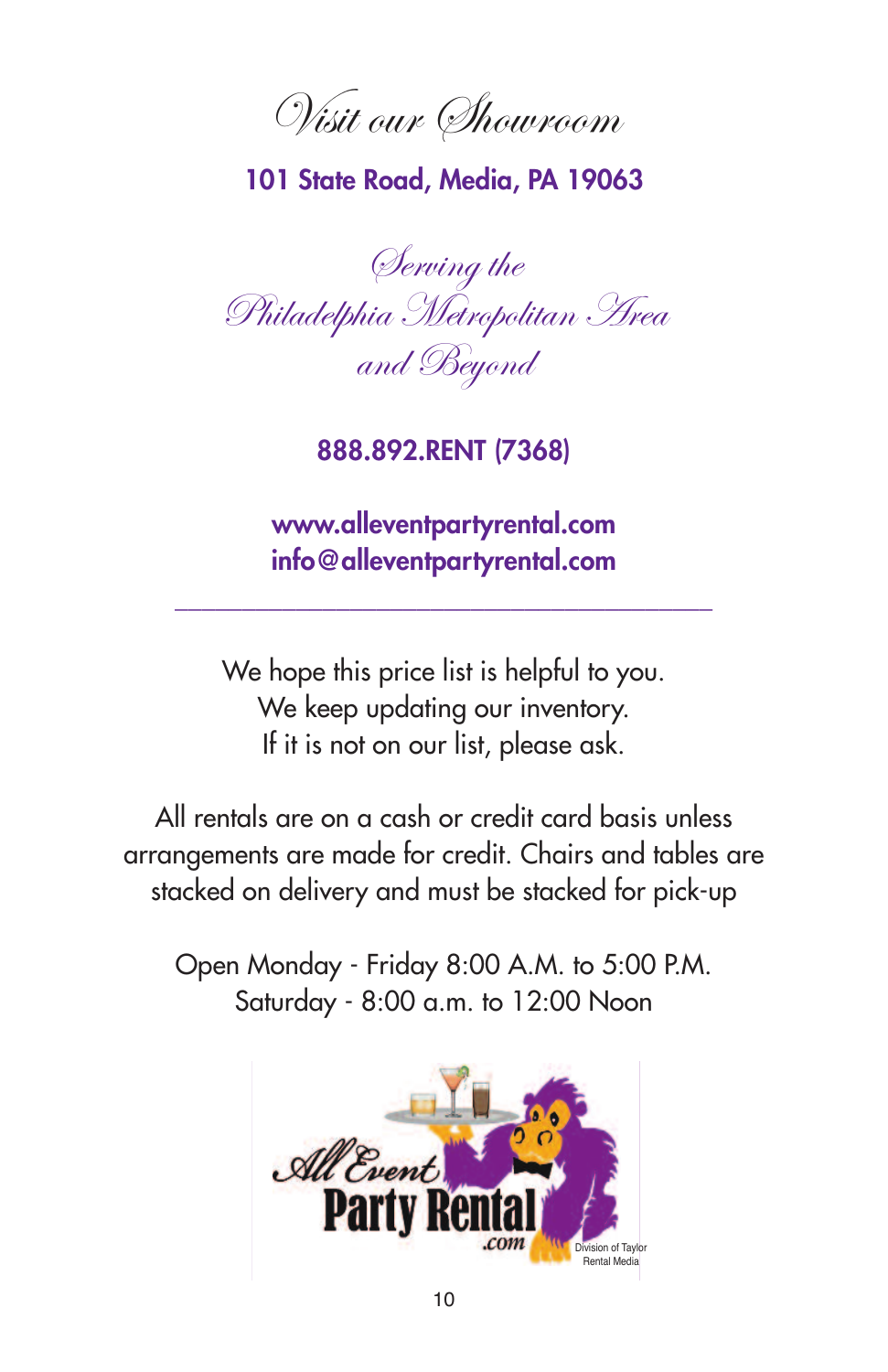# *Visit our Showroom*

**101 State Road, Media, PA 19063**

*Serving the*
*Philadelphia Metropolitan Area*
*and Beyond*

**888.892.RENT (7368)**

**www.alleventpartyrental.com**
**info@alleventpartyrental.com**

---

We hope this price list is helpful to you.
We keep updating our inventory.
If it is not on our list, please ask.

All rentals are on a cash or credit card basis unless arrangements are made for credit. Chairs and tables are stacked on delivery and must be stacked for pick-up

Open Monday - Friday 8:00 A.M. to 5:00 P.M.
Saturday - 8:00 a.m. to 12:00 Noon

All Event Party Rental .com

Division of Taylor Rental Media